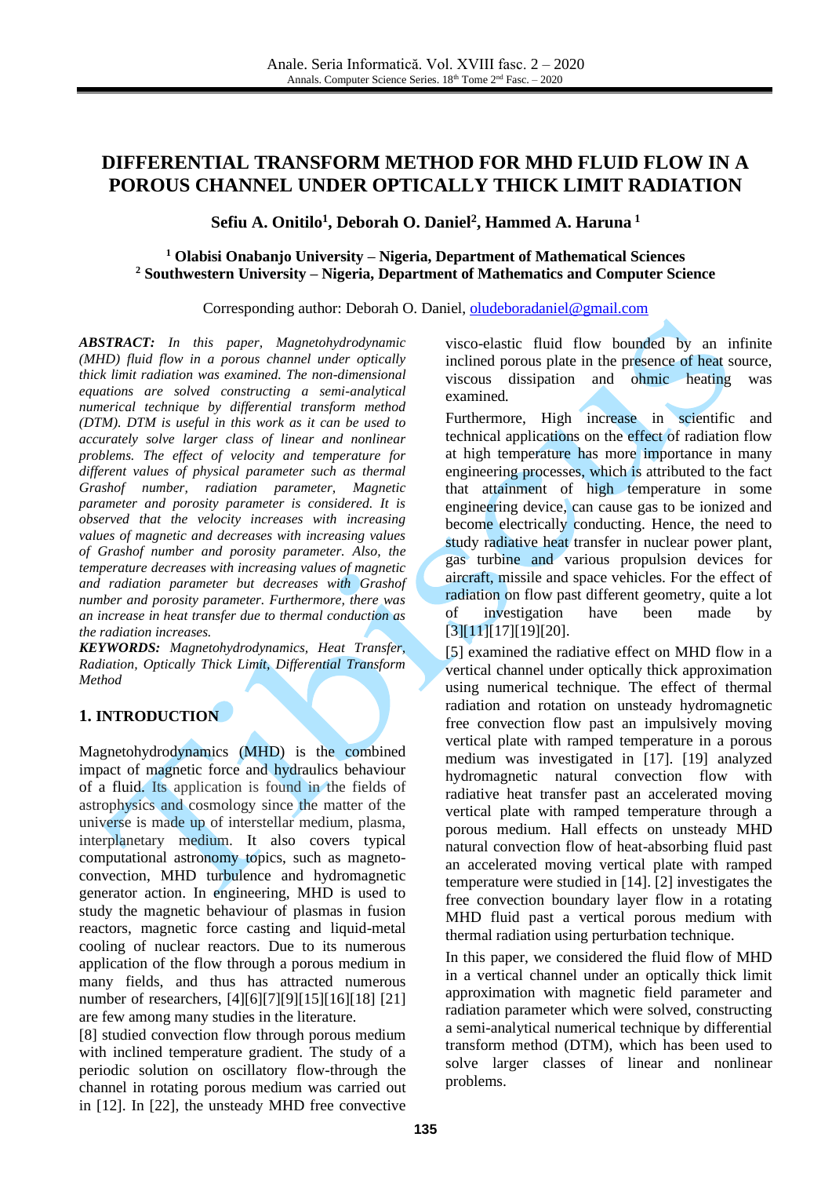# DIFFERENTIAL TRANSFORM METHOD FOR MHD FLUID FLOW IN A POROUS CHANNEL UNDER OPTICALLY THICK LIMIT RADIATION

**Sefiu A. Onitilo[1], Deborah O. Daniel[2], Hammed A. Haruna [1]**

[1] **Olabisi Onabanjo University – Nigeria, Department of Mathematical Sciences**
[2] **Southwestern University – Nigeria, Department of Mathematics and Computer Science**

Corresponding author: Deborah O. Daniel, oludeboradaniel@gmail.com

***ABSTRACT:*** *In this paper, Magnetohydrodynamic (MHD) fluid flow in a porous channel under optically thick limit radiation was examined. The non-dimensional equations are solved constructing a semi-analytical numerical technique by differential transform method (DTM). DTM is useful in this work as it can be used to accurately solve larger class of linear and nonlinear problems. The effect of velocity and temperature for different values of physical parameter such as thermal Grashof number, radiation parameter, Magnetic parameter and porosity parameter is considered. It is observed that the velocity increases with increasing values of magnetic and decreases with increasing values of Grashof number and porosity parameter. Also, the temperature decreases with increasing values of magnetic and radiation parameter but decreases with Grashof number and porosity parameter. Furthermore, there was an increase in heat transfer due to thermal conduction as the radiation increases.*

***KEYWORDS:*** *Magnetohydrodynamics, Heat Transfer, Radiation, Optically Thick Limit, Differential Transform Method*

## 1. INTRODUCTION

Magnetohydrodynamics (MHD) is the combined impact of magnetic force and hydraulics behaviour of a fluid. Its application is found in the fields of astrophysics and cosmology since the matter of the universe is made up of interstellar medium, plasma, interplanetary medium. It also covers typical computational astronomy topics, such as magneto-convection, MHD turbulence and hydromagnetic generator action. In engineering, MHD is used to study the magnetic behaviour of plasmas in fusion reactors, magnetic force casting and liquid-metal cooling of nuclear reactors. Due to its numerous application of the flow through a porous medium in many fields, and thus has attracted numerous number of researchers, [4][6][7][9][15][16][18] [21] are few among many studies in the literature.

[8] studied convection flow through porous medium with inclined temperature gradient. The study of a periodic solution on oscillatory flow-through the channel in rotating porous medium was carried out in [12]. In [22], the unsteady MHD free convective visco-elastic fluid flow bounded by an infinite inclined porous plate in the presence of heat source, viscous dissipation and ohmic heating was examined.

Furthermore, High increase in scientific and technical applications on the effect of radiation flow at high temperature has more importance in many engineering processes, which is attributed to the fact that attainment of high temperature in some engineering device, can cause gas to be ionized and become electrically conducting. Hence, the need to study radiative heat transfer in nuclear power plant, gas turbine and various propulsion devices for aircraft, missile and space vehicles. For the effect of radiation on flow past different geometry, quite a lot of investigation have been made by [3][11][17][19][20].

[5] examined the radiative effect on MHD flow in a vertical channel under optically thick approximation using numerical technique. The effect of thermal radiation and rotation on unsteady hydromagnetic free convection flow past an impulsively moving vertical plate with ramped temperature in a porous medium was investigated in [17]. [19] analyzed hydromagnetic natural convection flow with radiative heat transfer past an accelerated moving vertical plate with ramped temperature through a porous medium. Hall effects on unsteady MHD natural convection flow of heat-absorbing fluid past an accelerated moving vertical plate with ramped temperature were studied in [14]. [2] investigates the free convection boundary layer flow in a rotating MHD fluid past a vertical porous medium with thermal radiation using perturbation technique.

In this paper, we considered the fluid flow of MHD in a vertical channel under an optically thick limit approximation with magnetic field parameter and radiation parameter which were solved, constructing a semi-analytical numerical technique by differential transform method (DTM), which has been used to solve larger classes of linear and nonlinear problems.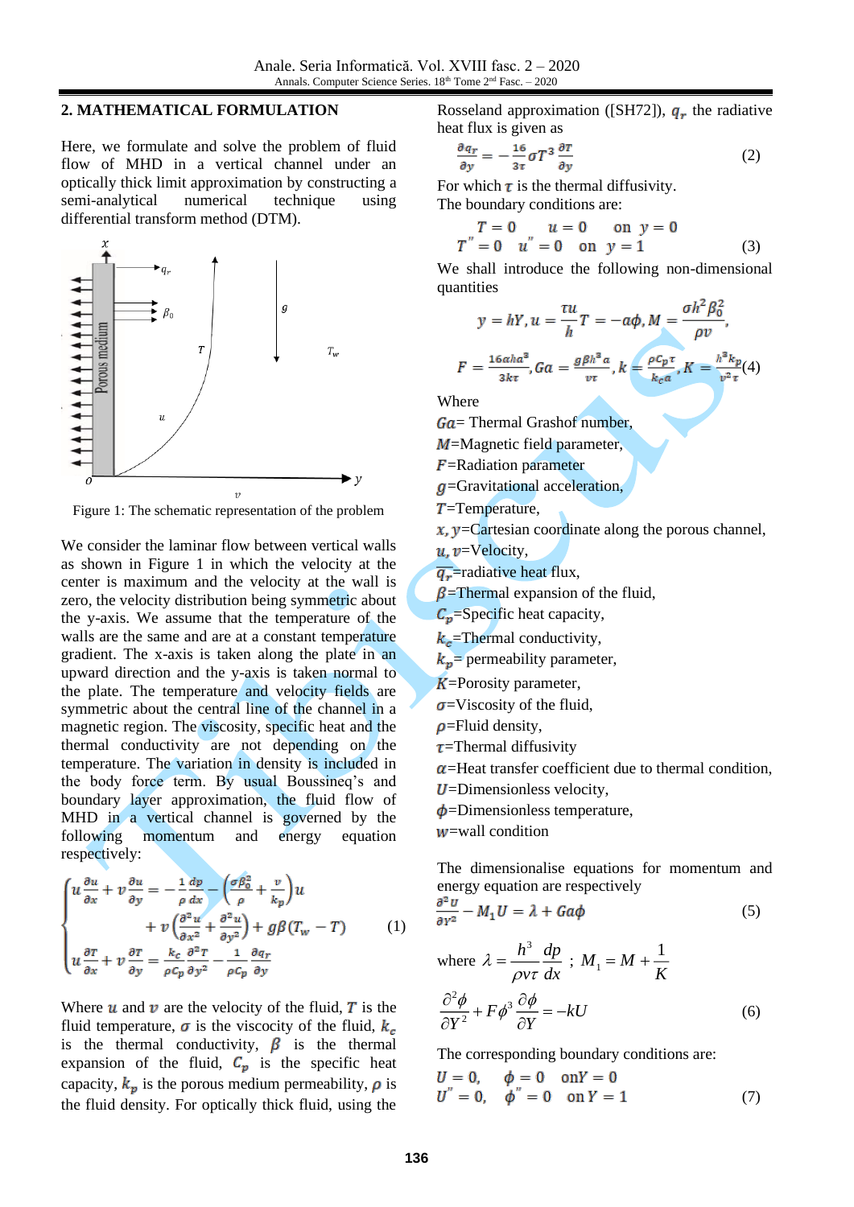## 2. MATHEMATICAL FORMULATION

Here, we formulate and solve the problem of fluid flow of MHD in a vertical channel under an optically thick limit approximation by constructing a semi-analytical numerical technique using differential transform method (DTM).

Figure 1: The schematic representation of the problem

We consider the laminar flow between vertical walls as shown in Figure 1 in which the velocity at the center is maximum and the velocity at the wall is zero, the velocity distribution being symmetric about the y-axis. We assume that the temperature of the walls are the same and are at a constant temperature gradient. The x-axis is taken along the plate in an upward direction and the y-axis is taken normal to the plate. The temperature and velocity fields are symmetric about the central line of the channel in a magnetic region. The viscosity, specific heat and the thermal conductivity are not depending on the temperature. The variation in density is included in the body force term. By usual Boussineq's and boundary layer approximation, the fluid flow of MHD in a vertical channel is governed by the following momentum and energy equation respectively:

$$\begin{cases} u\dfrac{\partial u}{\partial x} + v\dfrac{\partial u}{\partial y} = -\dfrac{1}{\rho}\dfrac{dp}{dx} - \left(\dfrac{\sigma\beta_0^2}{\rho} + \dfrac{v}{k_p}\right)u \\ \qquad + v\left(\dfrac{\partial^2 u}{\partial x^2} + \dfrac{\partial^2 u}{\partial y^2}\right) + g\beta(T_w - T) \\ u\dfrac{\partial T}{\partial x} + v\dfrac{\partial T}{\partial y} = \dfrac{k_c}{\rho C_p}\dfrac{\partial^2 T}{\partial y^2} - \dfrac{1}{\rho C_p}\dfrac{\partial q_r}{\partial y} \end{cases} \qquad (1)$$

Where $u$ and $v$ are the velocity of the fluid, $T$ is the fluid temperature, $\sigma$ is the viscosity of the fluid, $k_c$ is the thermal conductivity, $\beta$ is the thermal expansion of the fluid, $C_p$ is the specific heat capacity, $k_p$ is the porous medium permeability, $\rho$ is the fluid density. For optically thick fluid, using the Rosseland approximation ([SH72]), $q_r$ the radiative heat flux is given as

$$\frac{\partial q_r}{\partial y} = -\frac{16}{3\tau}\sigma T^3 \frac{\partial T}{\partial y} \qquad (2)$$

For which $\tau$ is the thermal diffusivity.

The boundary conditions are:

$$\begin{aligned} T = 0 \quad u = 0 \quad \text{on } y = 0 \\ T'' = 0 \quad u'' = 0 \quad \text{on } y = 1 \end{aligned} \qquad (3)$$

We shall introduce the following non-dimensional quantities

$$y = hY, u = \frac{\tau u}{h} T = -a\phi, M = \frac{\sigma h^2 \beta_0^2}{\rho v},$$

$$F = \frac{16\alpha h a^3}{3k\tau}, Ga = \frac{g\beta h^3 a}{v\tau}, k = \frac{\rho C_p \tau}{k_c a}, K = \frac{h^3 k_p}{v^2 \tau} \qquad (4)$$

Where

$Ga$= Thermal Grashof number,
$M$=Magnetic field parameter,
$F$=Radiation parameter
$g$=Gravitational acceleration,
$T$=Temperature,
$x, y$=Cartesian coordinate along the porous channel,
$u, v$=Velocity,
$q_r$=radiative heat flux,
$\beta$=Thermal expansion of the fluid,
$C_p$=Specific heat capacity,
$k_c$=Thermal conductivity,
$k_p$= permeability parameter,
$K$=Porosity parameter,
$\sigma$=Viscosity of the fluid,
$\rho$=Fluid density,
$\tau$=Thermal diffusivity
$\alpha$=Heat transfer coefficient due to thermal condition,
$U$=Dimensionless velocity,
$\phi$=Dimensionless temperature,
$w$=wall condition

The dimensionalise equations for momentum and energy equation are respectively

$$\frac{\partial^2 U}{\partial Y^2} - M_1 U = \lambda + Ga\phi \qquad (5)$$

where $\lambda = \dfrac{h^3}{\rho v \tau}\dfrac{dp}{dx}$ ; $M_1 = M + \dfrac{1}{K}$

$$\frac{\partial^2 \phi}{\partial Y^2} + F\phi^3 \frac{\partial \phi}{\partial Y} = -kU \qquad (6)$$

The corresponding boundary conditions are:

$$\begin{aligned} U = 0, \quad \phi = 0 \quad \text{on} Y = 0 \\ U'' = 0, \quad \phi'' = 0 \quad \text{on } Y = 1 \end{aligned} \qquad (7)$$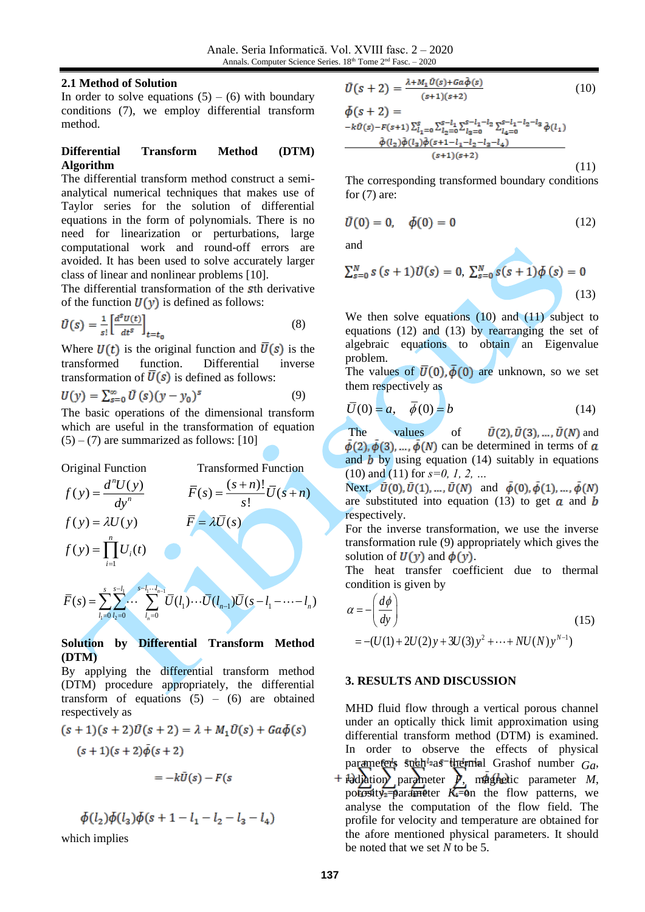### 2.1 Method of Solution

In order to solve equations (5) – (6) with boundary conditions (7), we employ differential transform method.

**Differential Transform Method (DTM) Algorithm**

The differential transform method construct a semi-analytical numerical techniques that makes use of Taylor series for the solution of differential equations in the form of polynomials. There is no need for linearization or perturbations, large computational work and round-off errors are avoided. It has been used to solve accurately larger class of linear and nonlinear problems [10].

The differential transformation of the $s$th derivative of the function $U(y)$ is defined as follows:

$$\bar{U}(s) = \frac{1}{s!}\left[\frac{d^s U(t)}{dt^s}\right]_{t=t_0} \tag{8}$$

Where $U(t)$ is the original function and $\bar{U}(s)$ is the transformed function. Differential inverse transformation of $\bar{U}(s)$ is defined as follows:

$$U(y) = \sum_{s=0}^{\infty} \bar{U}(s)(y - y_0)^s \tag{9}$$

The basic operations of the dimensional transform which are useful in the transformation of equation (5) – (7) are summarized as follows: [10]

| Original Function | Transformed Function |
| --- | --- |
| $f(y) = \dfrac{d^n U(y)}{dy^n}$ | $\bar{F}(s) = \dfrac{(s+n)!}{s!}\bar{U}(s+n)$ |
| $f(y) = \lambda U(y)$ | $\bar{F} = \lambda \bar{U}(s)$ |
| $f(y) = \prod_{i=1}^{n} U_i(t)$ | $\bar{F}(s) = \sum_{l_1=0}^{s}\sum_{l_2=0}^{s-l_1}\cdots\sum_{l_n=0}^{s-l_1\cdots l_{n-1}} \bar{U}(l_1)\cdots\bar{U}(l_{n-1})\bar{U}(s-l_1-\cdots-l_n)$ |

**Solution by Differential Transform Method (DTM)**

By applying the differential transform method (DTM) procedure appropriately, the differential transform of equations (5) – (6) are obtained respectively as

$$(s+1)(s+2)\bar{U}(s+2) = \lambda + M_1\bar{U}(s) + Ga\bar{\phi}(s)$$

$$(s+1)(s+2)\bar{\phi}(s+2) = -k\bar{U}(s) - F(s+1)\sum_{l_1=0}^{s}\sum_{l_2=0}^{s-l_1}\sum_{l_3=0}^{s-l_1-l_2}\sum_{l_4=0}^{s-l_1-l_2-l_3}\bar{\phi}(l_1)\bar{\phi}(l_2)\bar{\phi}(l_3)\bar{\phi}(s+1-l_1-l_2-l_3-l_4)$$

which implies

$$\bar{U}(s+2) = \frac{\lambda + M_1\bar{U}(s) + Ga\bar{\phi}(s)}{(s+1)(s+2)} \tag{10}$$

$$\bar{\phi}(s+2) = \frac{-k\bar{U}(s) - F(s+1)\sum_{l_1=0}^{s}\sum_{l_2=0}^{s-l_1}\sum_{l_3=0}^{s-l_1-l_2}\sum_{l_4=0}^{s-l_1-l_2-l_3}\bar{\phi}(l_1)\bar{\phi}(l_2)\bar{\phi}(l_3)\bar{\phi}(s+1-l_1-l_2-l_3-l_4)}{(s+1)(s+2)} \tag{11}$$

The corresponding transformed boundary conditions for (7) are:

$$\bar{U}(0) = 0, \quad \bar{\phi}(0) = 0 \tag{12}$$

and

$$\sum_{s=0}^{N} s(s+1)\bar{U}(s) = 0, \quad \sum_{s=0}^{N} s(s+1)\bar{\phi}(s) = 0 \tag{13}$$

We then solve equations (10) and (11) subject to equations (12) and (13) by rearranging the set of algebraic equations to obtain an Eigenvalue problem.

The values of $\bar{U}(0), \bar{\phi}(0)$ are unknown, so we set them respectively as

$$\bar{U}(0) = a, \quad \bar{\phi}(0) = b \tag{14}$$

The values of $\bar{U}(2), \bar{U}(3), \ldots, \bar{U}(N)$ and $\bar{\phi}(2), \bar{\phi}(3), \ldots, \bar{\phi}(N)$ can be determined in terms of $a$ and $b$ by using equation (14) suitably in equations (10) and (11) for $s=0, 1, 2, \ldots$

Next, $\bar{U}(0), \bar{U}(1), \ldots, \bar{U}(N)$ and $\bar{\phi}(0), \bar{\phi}(1), \ldots, \bar{\phi}(N)$ are substituted into equation (13) to get $a$ and $b$ respectively.

For the inverse transformation, we use the inverse transformation rule (9) appropriately which gives the solution of $U(y)$ and $\phi(y)$.

The heat transfer coefficient due to thermal condition is given by

$$\alpha = -\left(\frac{d\phi}{dy}\right) = -(U(1) + 2U(2)y + 3U(3)y^2 + \cdots + NU(N)y^{N-1}) \tag{15}$$

## 3. RESULTS AND DISCUSSION

MHD fluid flow through a vertical porous channel under an optically thick limit approximation using differential transform method (DTM) is examined. In order to observe the effects of physical parameters such as thermal Grashof number $Ga$, radiation parameter $F$, magnetic parameter $M$, porosity parameter $K$ on the flow patterns, we analyse the computation of the flow field. The profile for velocity and temperature are obtained for the afore mentioned physical parameters. It should be noted that we set $N$ to be 5.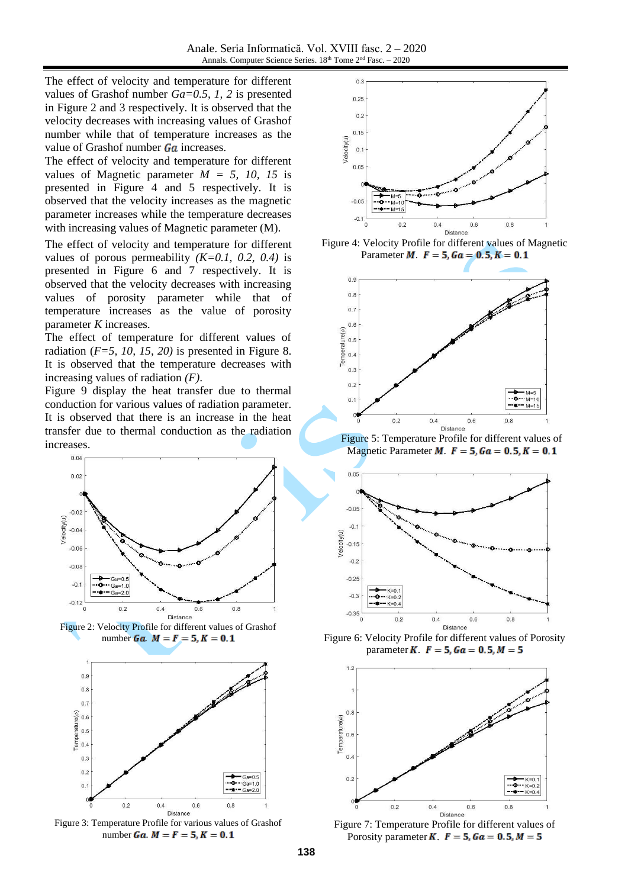The effect of velocity and temperature for different values of Grashof number $Ga=0.5, 1, 2$ is presented in Figure 2 and 3 respectively. It is observed that the velocity decreases with increasing values of Grashof number while that of temperature increases as the value of Grashof number $Ga$ increases.

The effect of velocity and temperature for different values of Magnetic parameter $M = 5, 10, 15$ is presented in Figure 4 and 5 respectively. It is observed that the velocity increases as the magnetic parameter increases while the temperature decreases with increasing values of Magnetic parameter (M).

The effect of velocity and temperature for different values of porous permeability $(K=0.1, 0.2, 0.4)$ is presented in Figure 6 and 7 respectively. It is observed that the velocity decreases with increasing values of porosity parameter while that of temperature increases as the value of porosity parameter $K$ increases.

The effect of temperature for different values of radiation ($F=5, 10, 15, 20$) is presented in Figure 8. It is observed that the temperature decreases with increasing values of radiation $(F)$.

Figure 9 display the heat transfer due to thermal conduction for various values of radiation parameter. It is observed that there is an increase in the heat transfer due to thermal conduction as the radiation increases.

Figure 2: Velocity Profile for different values of Grashof number $Ga$. $M = F = 5, K = 0.1$

Figure 3: Temperature Profile for various values of Grashof number $Ga$. $M = F = 5, K = 0.1$

Figure 4: Velocity Profile for different values of Magnetic Parameter $M$. $F = 5, Ga = 0.5, K = 0.1$

Figure 5: Temperature Profile for different values of Magnetic Parameter $M$. $F = 5, Ga = 0.5, K = 0.1$

Figure 6: Velocity Profile for different values of Porosity parameter $K$. $F = 5, Ga = 0.5, M = 5$

Figure 7: Temperature Profile for different values of Porosity parameter $K$. $F = 5, Ga = 0.5, M = 5$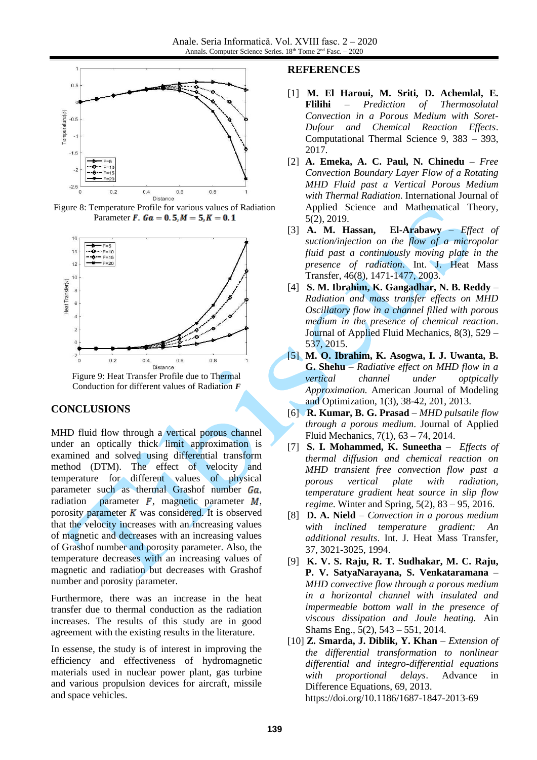Figure 8: Temperature Profile for various values of Radiation Parameter $F$. $Ga = 0.5, M = 5, K = 0.1$

Figure 9: Heat Transfer Profile due to Thermal Conduction for different values of Radiation $F$

## CONCLUSIONS

MHD fluid flow through a vertical porous channel under an optically thick limit approximation is examined and solved using differential transform method (DTM). The effect of velocity and temperature for different values of physical parameter such as thermal Grashof number $Ga$, radiation parameter $F$, magnetic parameter $M$, porosity parameter $K$ was considered. It is observed that the velocity increases with an increasing values of magnetic and decreases with an increasing values of Grashof number and porosity parameter. Also, the temperature decreases with an increasing values of magnetic and radiation but decreases with Grashof number and porosity parameter.

Furthermore, there was an increase in the heat transfer due to thermal conduction as the radiation increases. The results of this study are in good agreement with the existing results in the literature.

In essense, the study is of interest in improving the efficiency and effectiveness of hydromagnetic materials used in nuclear power plant, gas turbine and various propulsion devices for aircraft, missile and space vehicles.

## REFERENCES

[1] **M. El Haroui, M. Sriti, D. Achemlal, E. Flilihi** – *Prediction of Thermosolutal Convection in a Porous Medium with Soret-Dufour and Chemical Reaction Effects*. Computational Thermal Science 9, 383 – 393, 2017.

[2] **A. Emeka, A. C. Paul, N. Chinedu** – *Free Convection Boundary Layer Flow of a Rotating MHD Fluid past a Vertical Porous Medium with Thermal Radiation*. International Journal of Applied Science and Mathematical Theory, 5(2), 2019.

[3] **A. M. Hassan, El-Arabawy** – *Effect of suction/injection on the flow of a micropolar fluid past a continuously moving plate in the presence of radiation*. Int. J. Heat Mass Transfer, 46(8), 1471-1477, 2003.

[4] **S. M. Ibrahim, K. Gangadhar, N. B. Reddy** – *Radiation and mass transfer effects on MHD Oscillatory flow in a channel filled with porous medium in the presence of chemical reaction*. Journal of Applied Fluid Mechanics, 8(3), 529 – 537, 2015.

[5] **M. O. Ibrahim, K. Asogwa, I. J. Uwanta, B. G. Shehu** – *Radiative effect on MHD flow in a vertical channel under optpically Approximation.* American Journal of Modeling and Optimization, 1(3), 38-42, 201, 2013.

[6] **R. Kumar, B. G. Prasad** – *MHD pulsatile flow through a porous medium*. Journal of Applied Fluid Mechanics, 7(1), 63 – 74, 2014.

[7] **S. I. Mohammed, K. Suneetha** – *Effects of thermal diffusion and chemical reaction on MHD transient free convection flow past a porous vertical plate with radiation, temperature gradient heat source in slip flow regime*. Winter and Spring, 5(2), 83 – 95, 2016.

[8] **D. A. Nield** – *Convection in a porous medium with inclined temperature gradient: An additional results*. Int. J. Heat Mass Transfer, 37, 3021-3025, 1994.

[9] **K. V. S. Raju, R. T. Sudhakar, M. C. Raju, P. V. SatyaNarayana, S. Venkataramana** – *MHD convective flow through a porous medium in a horizontal channel with insulated and impermeable bottom wall in the presence of viscous dissipation and Joule heating.* Ain Shams Eng., 5(2), 543 – 551, 2014.

[10] **Z. Smarda, J. Diblik, Y. Khan** – *Extension of the differential transformation to nonlinear differential and integro-differential equations with proportional delays*. Advance in Difference Equations, 69, 2013. https://doi.org/10.1186/1687-1847-2013-69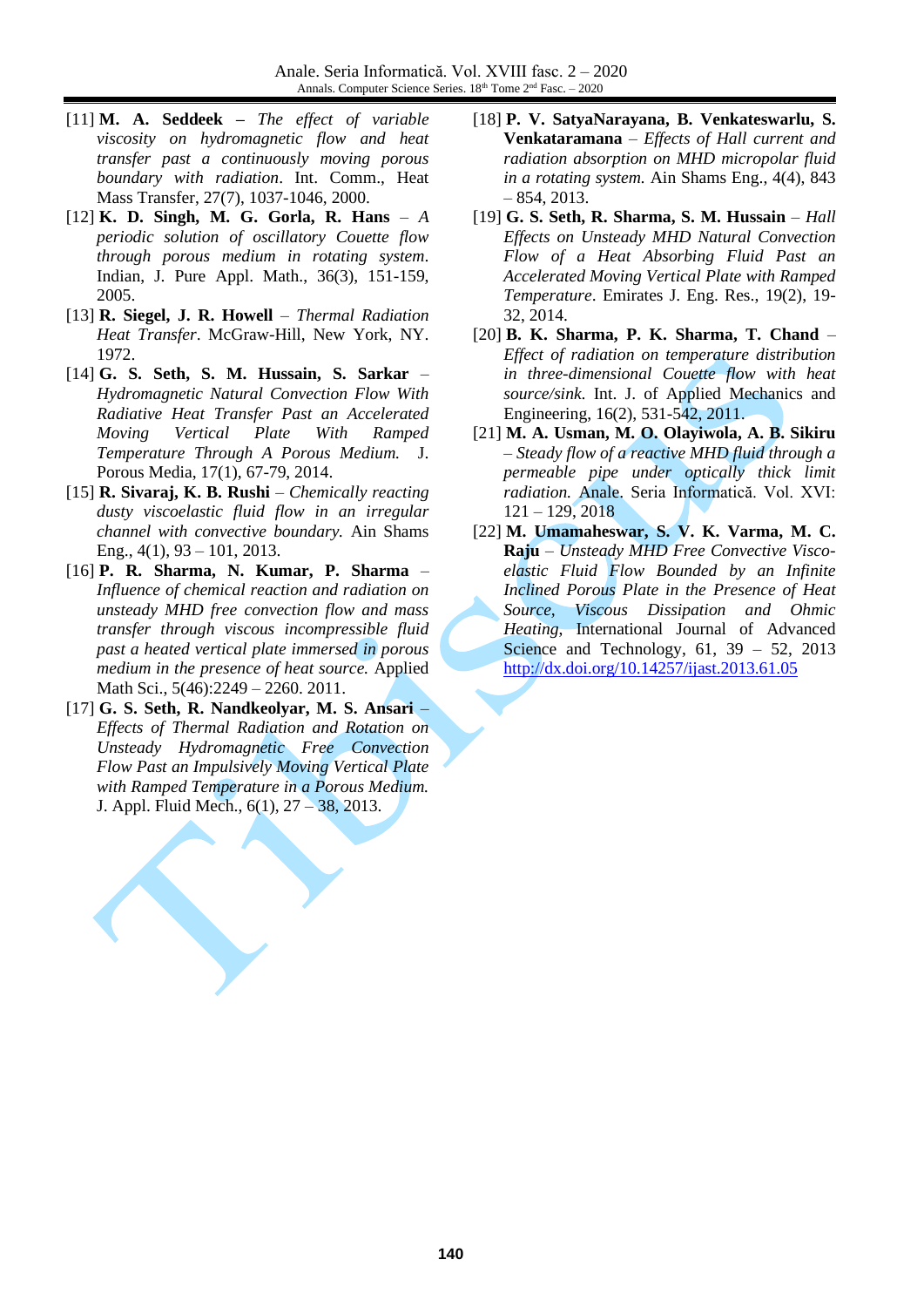[11] **M. A. Seddeek** – *The effect of variable viscosity on hydromagnetic flow and heat transfer past a continuously moving porous boundary with radiation*. Int. Comm., Heat Mass Transfer, 27(7), 1037-1046, 2000.

[12] **K. D. Singh, M. G. Gorla, R. Hans** – *A periodic solution of oscillatory Couette flow through porous medium in rotating system*. Indian, J. Pure Appl. Math., 36(3), 151-159, 2005.

[13] **R. Siegel, J. R. Howell** – *Thermal Radiation Heat Transfer*. McGraw-Hill, New York, NY. 1972.

[14] **G. S. Seth, S. M. Hussain, S. Sarkar** – *Hydromagnetic Natural Convection Flow With Radiative Heat Transfer Past an Accelerated Moving Vertical Plate With Ramped Temperature Through A Porous Medium.* J. Porous Media, 17(1), 67-79, 2014.

[15] **R. Sivaraj, K. B. Rushi** – *Chemically reacting dusty viscoelastic fluid flow in an irregular channel with convective boundary.* Ain Shams Eng., 4(1), 93 – 101, 2013.

[16] **P. R. Sharma, N. Kumar, P. Sharma** – *Influence of chemical reaction and radiation on unsteady MHD free convection flow and mass transfer through viscous incompressible fluid past a heated vertical plate immersed in porous medium in the presence of heat source.* Applied Math Sci., 5(46):2249 – 2260. 2011.

[17] **G. S. Seth, R. Nandkeolyar, M. S. Ansari** – *Effects of Thermal Radiation and Rotation on Unsteady Hydromagnetic Free Convection Flow Past an Impulsively Moving Vertical Plate with Ramped Temperature in a Porous Medium.* J. Appl. Fluid Mech., 6(1), 27 – 38, 2013.

[18] **P. V. SatyaNarayana, B. Venkateswarlu, S. Venkataramana** – *Effects of Hall current and radiation absorption on MHD micropolar fluid in a rotating system.* Ain Shams Eng., 4(4), 843 – 854, 2013.

[19] **G. S. Seth, R. Sharma, S. M. Hussain** – *Hall Effects on Unsteady MHD Natural Convection Flow of a Heat Absorbing Fluid Past an Accelerated Moving Vertical Plate with Ramped Temperature*. Emirates J. Eng. Res., 19(2), 19-32, 2014.

[20] **B. K. Sharma, P. K. Sharma, T. Chand** – *Effect of radiation on temperature distribution in three-dimensional Couette flow with heat source/sink.* Int. J. of Applied Mechanics and Engineering, 16(2), 531-542, 2011.

[21] **M. A. Usman, M. O. Olayiwola, A. B. Sikiru** – *Steady flow of a reactive MHD fluid through a permeable pipe under optically thick limit radiation.* Anale. Seria Informatică. Vol. XVI: 121 – 129, 2018

[22] **M. Umamaheswar, S. V. K. Varma, M. C. Raju** – *Unsteady MHD Free Convective Visco-elastic Fluid Flow Bounded by an Infinite Inclined Porous Plate in the Presence of Heat Source, Viscous Dissipation and Ohmic Heating*, International Journal of Advanced Science and Technology, 61, 39 – 52, 2013 http://dx.doi.org/10.14257/ijast.2013.61.05